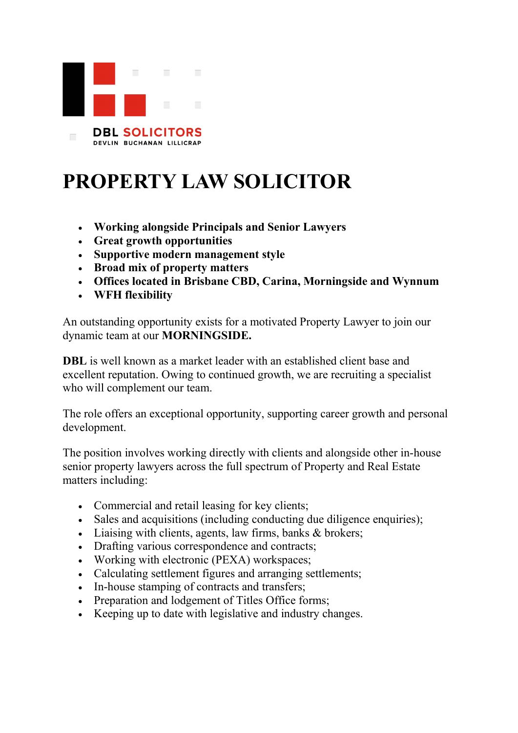DBL SOLICITORS
DEVLIN BUCHANAN LILLICRAP

# PROPERTY LAW SOLICITOR

- **Working alongside Principals and Senior Lawyers**
- **Great growth opportunities**
- **Supportive modern management style**
- **Broad mix of property matters**
- **Offices located in Brisbane CBD, Carina, Morningside and Wynnum**
- **WFH flexibility**

An outstanding opportunity exists for a motivated Property Lawyer to join our dynamic team at our **MORNINGSIDE.**

**DBL** is well known as a market leader with an established client base and excellent reputation. Owing to continued growth, we are recruiting a specialist who will complement our team.

The role offers an exceptional opportunity, supporting career growth and personal development.

The position involves working directly with clients and alongside other in-house senior property lawyers across the full spectrum of Property and Real Estate matters including:

- Commercial and retail leasing for key clients;
- Sales and acquisitions (including conducting due diligence enquiries);
- Liaising with clients, agents, law firms, banks & brokers;
- Drafting various correspondence and contracts;
- Working with electronic (PEXA) workspaces;
- Calculating settlement figures and arranging settlements;
- In-house stamping of contracts and transfers;
- Preparation and lodgement of Titles Office forms;
- Keeping up to date with legislative and industry changes.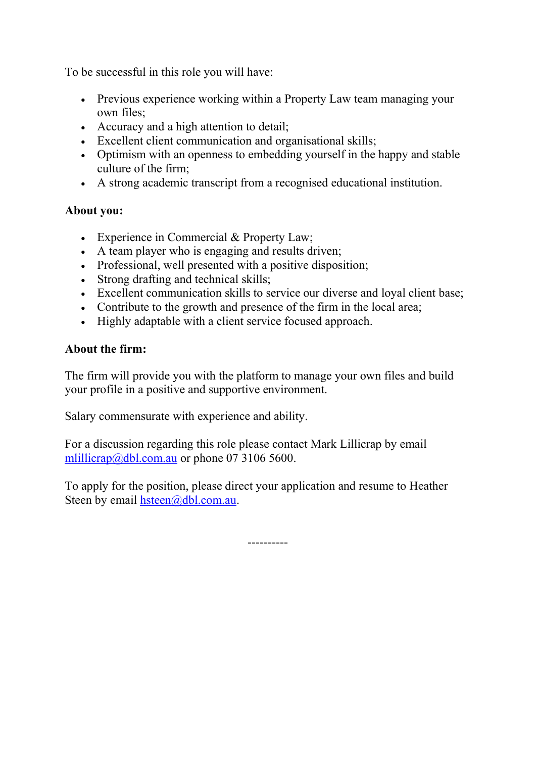To be successful in this role you will have:

- Previous experience working within a Property Law team managing your own files;
- Accuracy and a high attention to detail;
- Excellent client communication and organisational skills;
- Optimism with an openness to embedding yourself in the happy and stable culture of the firm;
- A strong academic transcript from a recognised educational institution.

**About you:**

- Experience in Commercial & Property Law;
- A team player who is engaging and results driven;
- Professional, well presented with a positive disposition;
- Strong drafting and technical skills;
- Excellent communication skills to service our diverse and loyal client base;
- Contribute to the growth and presence of the firm in the local area;
- Highly adaptable with a client service focused approach.

**About the firm:**

The firm will provide you with the platform to manage your own files and build your profile in a positive and supportive environment.

Salary commensurate with experience and ability.

For a discussion regarding this role please contact Mark Lillicrap by email mlillicrap@dbl.com.au or phone 07 3106 5600.

To apply for the position, please direct your application and resume to Heather Steen by email hsteen@dbl.com.au.

----------